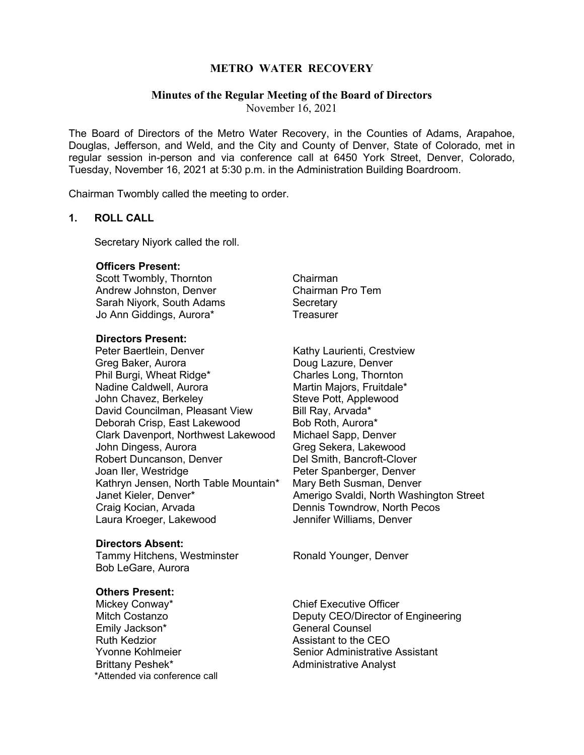# METRO WATER RECOVERY

## Minutes of the Regular Meeting of the Board of Directors

November 16, 2021

The Board of Directors of the Metro Water Recovery, in the Counties of Adams, Arapahoe, Douglas, Jefferson, and Weld, and the City and County of Denver, State of Colorado, met in regular session in-person and via conference call at 6450 York Street, Denver, Colorado, Tuesday, November 16, 2021 at 5:30 p.m. in the Administration Building Boardroom.

Chairman Twombly called the meeting to order.

### 1. ROLL CALL

Secretary Niyork called the roll.

**Officers Present:**

| | |
|---|---|
| Scott Twombly, Thornton | Chairman |
| Andrew Johnston, Denver | Chairman Pro Tem |
| Sarah Niyork, South Adams | Secretary |
| Jo Ann Giddings, Aurora* | Treasurer |

**Directors Present:**

| | |
|---|---|
| Peter Baertlein, Denver | Kathy Laurienti, Crestview |
| Greg Baker, Aurora | Doug Lazure, Denver |
| Phil Burgi, Wheat Ridge* | Charles Long, Thornton |
| Nadine Caldwell, Aurora | Martin Majors, Fruitdale* |
| John Chavez, Berkeley | Steve Pott, Applewood |
| David Councilman, Pleasant View | Bill Ray, Arvada* |
| Deborah Crisp, East Lakewood | Bob Roth, Aurora* |
| Clark Davenport, Northwest Lakewood | Michael Sapp, Denver |
| John Dingess, Aurora | Greg Sekera, Lakewood |
| Robert Duncanson, Denver | Del Smith, Bancroft-Clover |
| Joan Iler, Westridge | Peter Spanberger, Denver |
| Kathryn Jensen, North Table Mountain* | Mary Beth Susman, Denver |
| Janet Kieler, Denver* | Amerigo Svaldi, North Washington Street |
| Craig Kocian, Arvada | Dennis Towndrow, North Pecos |
| Laura Kroeger, Lakewood | Jennifer Williams, Denver |

**Directors Absent:**

| | |
|---|---|
| Tammy Hitchens, Westminster | Ronald Younger, Denver |
| Bob LeGare, Aurora | |

**Others Present:**

| | |
|---|---|
| Mickey Conway* | Chief Executive Officer |
| Mitch Costanzo | Deputy CEO/Director of Engineering |
| Emily Jackson* | General Counsel |
| Ruth Kedzior | Assistant to the CEO |
| Yvonne Kohlmeier | Senior Administrative Assistant |
| Brittany Peshek* | Administrative Analyst |

*Attended via conference call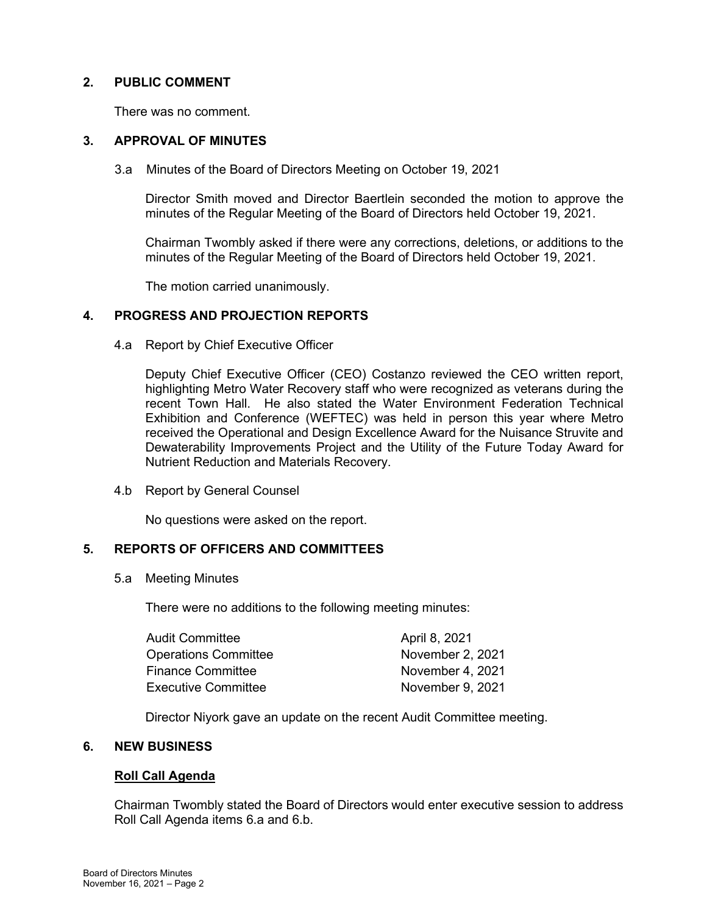## 2. PUBLIC COMMENT

There was no comment.

## 3. APPROVAL OF MINUTES

3.a Minutes of the Board of Directors Meeting on October 19, 2021

Director Smith moved and Director Baertlein seconded the motion to approve the minutes of the Regular Meeting of the Board of Directors held October 19, 2021.

Chairman Twombly asked if there were any corrections, deletions, or additions to the minutes of the Regular Meeting of the Board of Directors held October 19, 2021.

The motion carried unanimously.

## 4. PROGRESS AND PROJECTION REPORTS

4.a Report by Chief Executive Officer

Deputy Chief Executive Officer (CEO) Costanzo reviewed the CEO written report, highlighting Metro Water Recovery staff who were recognized as veterans during the recent Town Hall. He also stated the Water Environment Federation Technical Exhibition and Conference (WEFTEC) was held in person this year where Metro received the Operational and Design Excellence Award for the Nuisance Struvite and Dewaterability Improvements Project and the Utility of the Future Today Award for Nutrient Reduction and Materials Recovery.

4.b Report by General Counsel

No questions were asked on the report.

## 5. REPORTS OF OFFICERS AND COMMITTEES

5.a Meeting Minutes

There were no additions to the following meeting minutes:

| | |
|---|---|
| Audit Committee | April 8, 2021 |
| Operations Committee | November 2, 2021 |
| Finance Committee | November 4, 2021 |
| Executive Committee | November 9, 2021 |

Director Niyork gave an update on the recent Audit Committee meeting.

## 6. NEW BUSINESS

**Roll Call Agenda**

Chairman Twombly stated the Board of Directors would enter executive session to address Roll Call Agenda items 6.a and 6.b.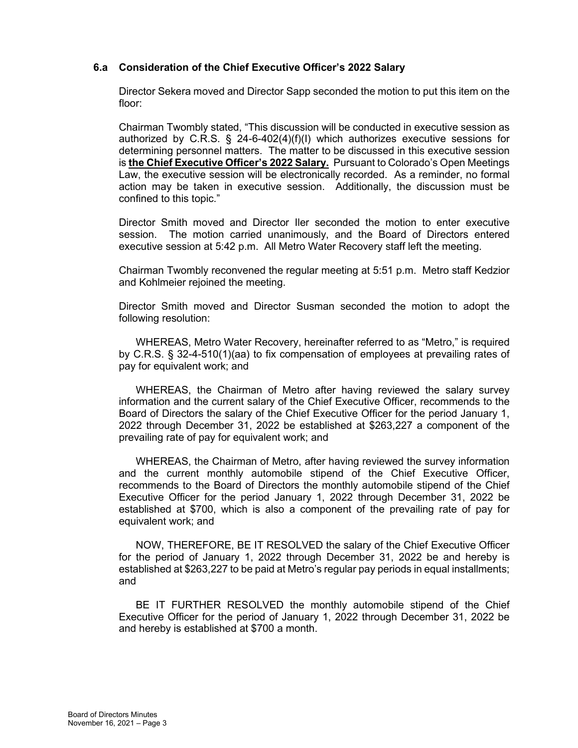### 6.a Consideration of the Chief Executive Officer's 2022 Salary

Director Sekera moved and Director Sapp seconded the motion to put this item on the floor:

Chairman Twombly stated, "This discussion will be conducted in executive session as authorized by C.R.S. § 24-6-402(4)(f)(I) which authorizes executive sessions for determining personnel matters. The matter to be discussed in this executive session is **the Chief Executive Officer's 2022 Salary.** Pursuant to Colorado's Open Meetings Law, the executive session will be electronically recorded. As a reminder, no formal action may be taken in executive session. Additionally, the discussion must be confined to this topic."

Director Smith moved and Director Iler seconded the motion to enter executive session. The motion carried unanimously, and the Board of Directors entered executive session at 5:42 p.m. All Metro Water Recovery staff left the meeting.

Chairman Twombly reconvened the regular meeting at 5:51 p.m. Metro staff Kedzior and Kohlmeier rejoined the meeting.

Director Smith moved and Director Susman seconded the motion to adopt the following resolution:

WHEREAS, Metro Water Recovery, hereinafter referred to as "Metro," is required by C.R.S. § 32-4-510(1)(aa) to fix compensation of employees at prevailing rates of pay for equivalent work; and

WHEREAS, the Chairman of Metro after having reviewed the salary survey information and the current salary of the Chief Executive Officer, recommends to the Board of Directors the salary of the Chief Executive Officer for the period January 1, 2022 through December 31, 2022 be established at $263,227 a component of the prevailing rate of pay for equivalent work; and

WHEREAS, the Chairman of Metro, after having reviewed the survey information and the current monthly automobile stipend of the Chief Executive Officer, recommends to the Board of Directors the monthly automobile stipend of the Chief Executive Officer for the period January 1, 2022 through December 31, 2022 be established at $700, which is also a component of the prevailing rate of pay for equivalent work; and

NOW, THEREFORE, BE IT RESOLVED the salary of the Chief Executive Officer for the period of January 1, 2022 through December 31, 2022 be and hereby is established at $263,227 to be paid at Metro's regular pay periods in equal installments; and

BE IT FURTHER RESOLVED the monthly automobile stipend of the Chief Executive Officer for the period of January 1, 2022 through December 31, 2022 be and hereby is established at $700 a month.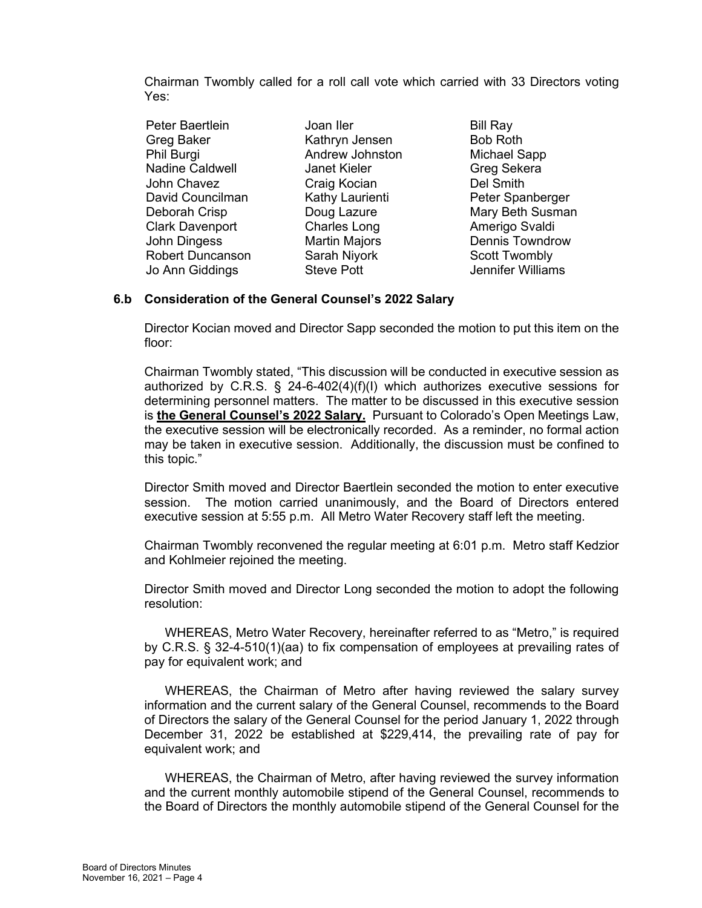Chairman Twombly called for a roll call vote which carried with 33 Directors voting Yes:

| | | |
|---|---|---|
| Peter Baertlein | Joan Iler | Bill Ray |
| Greg Baker | Kathryn Jensen | Bob Roth |
| Phil Burgi | Andrew Johnston | Michael Sapp |
| Nadine Caldwell | Janet Kieler | Greg Sekera |
| John Chavez | Craig Kocian | Del Smith |
| David Councilman | Kathy Laurienti | Peter Spanberger |
| Deborah Crisp | Doug Lazure | Mary Beth Susman |
| Clark Davenport | Charles Long | Amerigo Svaldi |
| John Dingess | Martin Majors | Dennis Towndrow |
| Robert Duncanson | Sarah Niyork | Scott Twombly |
| Jo Ann Giddings | Steve Pott | Jennifer Williams |

### 6.b Consideration of the General Counsel's 2022 Salary

Director Kocian moved and Director Sapp seconded the motion to put this item on the floor:

Chairman Twombly stated, "This discussion will be conducted in executive session as authorized by C.R.S. § 24-6-402(4)(f)(I) which authorizes executive sessions for determining personnel matters. The matter to be discussed in this executive session is **the General Counsel's 2022 Salary.** Pursuant to Colorado's Open Meetings Law, the executive session will be electronically recorded. As a reminder, no formal action may be taken in executive session. Additionally, the discussion must be confined to this topic."

Director Smith moved and Director Baertlein seconded the motion to enter executive session. The motion carried unanimously, and the Board of Directors entered executive session at 5:55 p.m. All Metro Water Recovery staff left the meeting.

Chairman Twombly reconvened the regular meeting at 6:01 p.m. Metro staff Kedzior and Kohlmeier rejoined the meeting.

Director Smith moved and Director Long seconded the motion to adopt the following resolution:

WHEREAS, Metro Water Recovery, hereinafter referred to as "Metro," is required by C.R.S. § 32-4-510(1)(aa) to fix compensation of employees at prevailing rates of pay for equivalent work; and

WHEREAS, the Chairman of Metro after having reviewed the salary survey information and the current salary of the General Counsel, recommends to the Board of Directors the salary of the General Counsel for the period January 1, 2022 through December 31, 2022 be established at $229,414, the prevailing rate of pay for equivalent work; and

WHEREAS, the Chairman of Metro, after having reviewed the survey information and the current monthly automobile stipend of the General Counsel, recommends to the Board of Directors the monthly automobile stipend of the General Counsel for the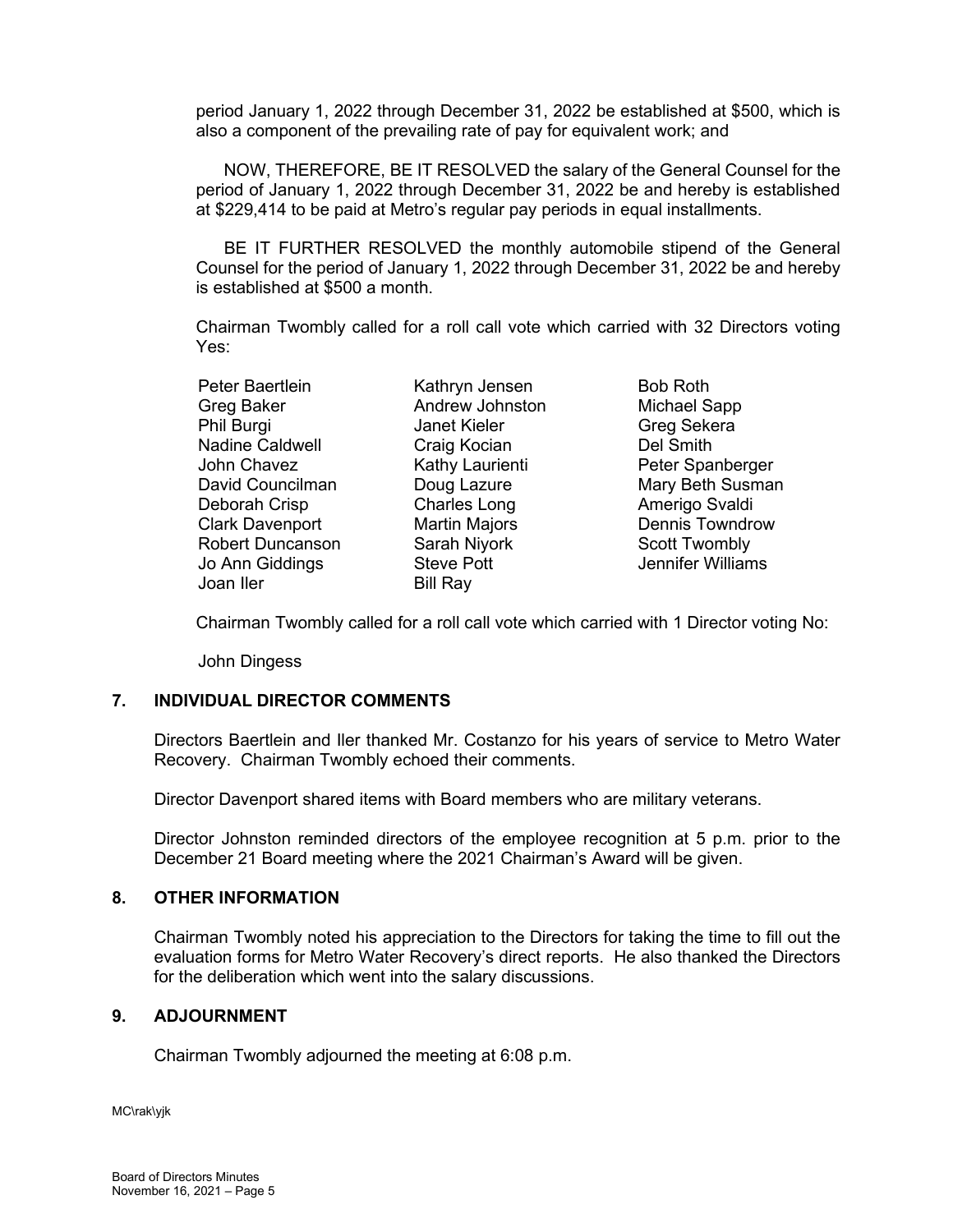period January 1, 2022 through December 31, 2022 be established at $500, which is also a component of the prevailing rate of pay for equivalent work; and

NOW, THEREFORE, BE IT RESOLVED the salary of the General Counsel for the period of January 1, 2022 through December 31, 2022 be and hereby is established at $229,414 to be paid at Metro's regular pay periods in equal installments.

BE IT FURTHER RESOLVED the monthly automobile stipend of the General Counsel for the period of January 1, 2022 through December 31, 2022 be and hereby is established at $500 a month.

Chairman Twombly called for a roll call vote which carried with 32 Directors voting Yes:

| | | |
|---|---|---|
| Peter Baertlein | Kathryn Jensen | Bob Roth |
| Greg Baker | Andrew Johnston | Michael Sapp |
| Phil Burgi | Janet Kieler | Greg Sekera |
| Nadine Caldwell | Craig Kocian | Del Smith |
| John Chavez | Kathy Laurienti | Peter Spanberger |
| David Councilman | Doug Lazure | Mary Beth Susman |
| Deborah Crisp | Charles Long | Amerigo Svaldi |
| Clark Davenport | Martin Majors | Dennis Towndrow |
| Robert Duncanson | Sarah Niyork | Scott Twombly |
| Jo Ann Giddings | Steve Pott | Jennifer Williams |
| Joan Iler | Bill Ray | |

Chairman Twombly called for a roll call vote which carried with 1 Director voting No:

John Dingess

## 7. INDIVIDUAL DIRECTOR COMMENTS

Directors Baertlein and Iler thanked Mr. Costanzo for his years of service to Metro Water Recovery. Chairman Twombly echoed their comments.

Director Davenport shared items with Board members who are military veterans.

Director Johnston reminded directors of the employee recognition at 5 p.m. prior to the December 21 Board meeting where the 2021 Chairman's Award will be given.

## 8. OTHER INFORMATION

Chairman Twombly noted his appreciation to the Directors for taking the time to fill out the evaluation forms for Metro Water Recovery's direct reports. He also thanked the Directors for the deliberation which went into the salary discussions.

## 9. ADJOURNMENT

Chairman Twombly adjourned the meeting at 6:08 p.m.

MC\rak\yjk